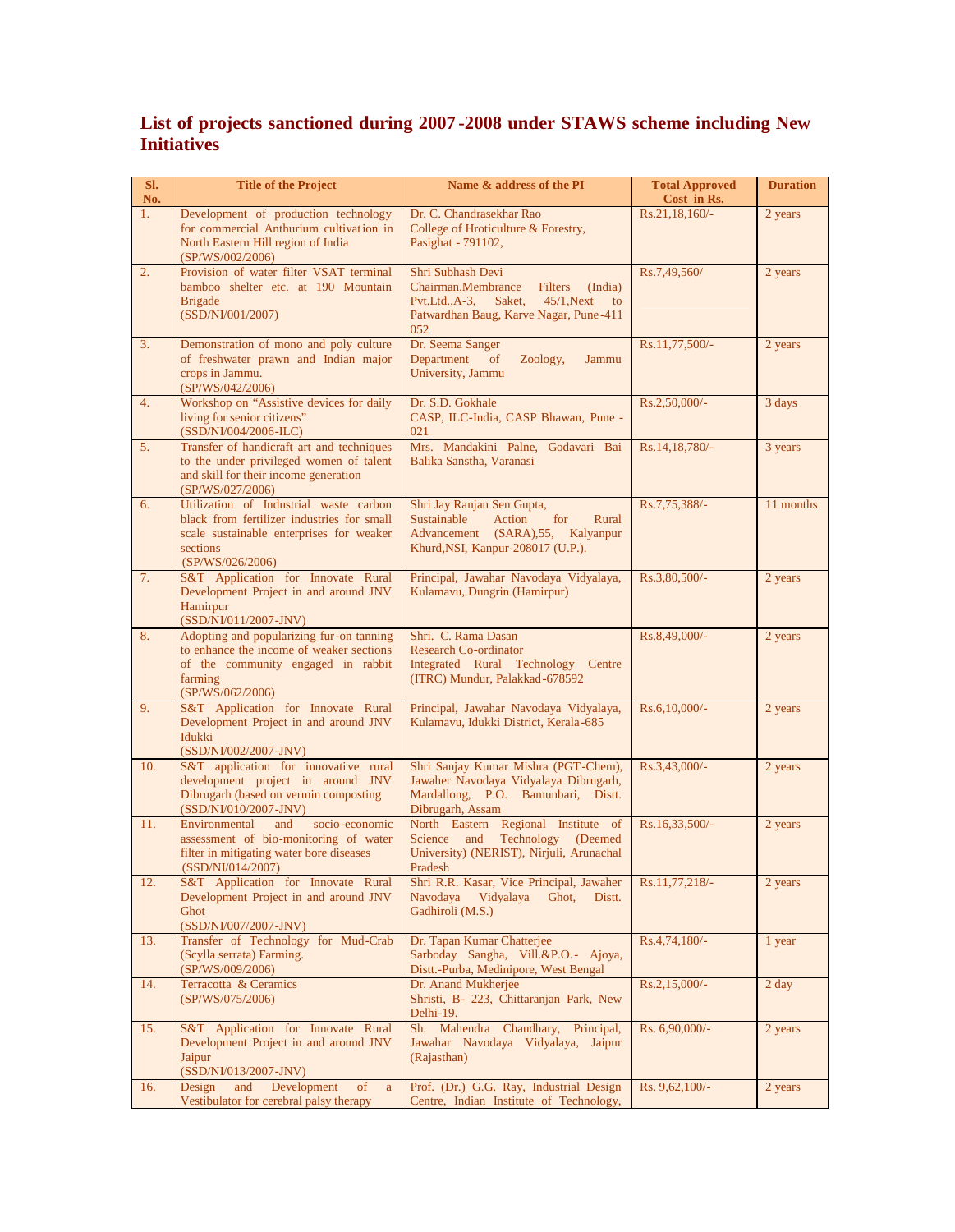## List of projects sanctioned during 2007-2008 under STAWS scheme including New Initiatives

| Sl. No. | Title of the Project | Name & address of the PI | Total Approved Cost in Rs. | Duration |
|---|---|---|---|---|
| 1. | Development of production technology for commercial Anthurium cultivation in North Eastern Hill region of India (SP/WS/002/2006) | Dr. C. Chandrasekhar Rao College of Hroticulture & Forestry, Pasighat - 791102, | Rs.21,18,160/- | 2 years |
| 2. | Provision of water filter VSAT terminal bamboo shelter etc. at 190 Mountain Brigade (SSD/NI/001/2007) | Shri Subhash Devi Chairman,Membrance Filters (India) Pvt.Ltd.,A-3, Saket, 45/1,Next to Patwardhan Baug, Karve Nagar, Pune-411 052 | Rs.7,49,560/ | 2 years |
| 3. | Demonstration of mono and poly culture of freshwater prawn and Indian major crops in Jammu. (SP/WS/042/2006) | Dr. Seema Sanger Department of Zoology, Jammu University, Jammu | Rs.11,77,500/- | 2 years |
| 4. | Workshop on "Assistive devices for daily living for senior citizens" (SSD/NI/004/2006-ILC) | Dr. S.D. Gokhale CASP, ILC-India, CASP Bhawan, Pune - 021 | Rs.2,50,000/- | 3 days |
| 5. | Transfer of handicraft art and techniques to the under privileged women of talent and skill for their income generation (SP/WS/027/2006) | Mrs. Mandakini Palne, Godavari Bai Balika Sanstha, Varanasi | Rs.14,18,780/- | 3 years |
| 6. | Utilization of Industrial waste carbon black from fertilizer industries for small scale sustainable enterprises for weaker sections (SP/WS/026/2006) | Shri Jay Ranjan Sen Gupta, Sustainable Action for Rural Advancement (SARA),55, Kalyanpur Khurd,NSI, Kanpur-208017 (U.P.). | Rs.7,75,388/- | 11 months |
| 7. | S&T Application for Innovate Rural Development Project in and around JNV Hamirpur (SSD/NI/011/2007-JNV) | Principal, Jawahar Navodaya Vidyalaya, Kulamavu, Dungrin (Hamirpur) | Rs.3,80,500/- | 2 years |
| 8. | Adopting and popularizing fur-on tanning to enhance the income of weaker sections of the community engaged in rabbit farming (SP/WS/062/2006) | Shri. C. Rama Dasan Research Co-ordinator Integrated Rural Technology Centre (ITRC) Mundur, Palakkad-678592 | Rs.8,49,000/- | 2 years |
| 9. | S&T Application for Innovate Rural Development Project in and around JNV Idukki (SSD/NI/002/2007-JNV) | Principal, Jawahar Navodaya Vidyalaya, Kulamavu, Idukki District, Kerala-685 | Rs.6,10,000/- | 2 years |
| 10. | S&T application for innovative rural development project in around JNV Dibrugarh (based on vermin composting (SSD/NI/010/2007-JNV) | Shri Sanjay Kumar Mishra (PGT-Chem), Jawaher Navodaya Vidyalaya Dibrugarh, Mardallong, P.O. Bamunbari, Distt. Dibrugarh, Assam | Rs.3,43,000/- | 2 years |
| 11. | Environmental and socio-economic assessment of bio-monitoring of water filter in mitigating water bore diseases (SSD/NI/014/2007) | North Eastern Regional Institute of Science and Technology (Deemed University) (NERIST), Nirjuli, Arunachal Pradesh | Rs.16,33,500/- | 2 years |
| 12. | S&T Application for Innovate Rural Development Project in and around JNV Ghot (SSD/NI/007/2007-JNV) | Shri R.R. Kasar, Vice Principal, Jawahar Navodaya Vidyalaya Ghot, Distt. Gadhiroli (M.S.) | Rs.11,77,218/- | 2 years |
| 13. | Transfer of Technology for Mud-Crab (Scylla serrata) Farming. (SP/WS/009/2006) | Dr. Tapan Kumar Chatterjee Sarboday Sangha, Vill.&P.O.- Ajoya, Distt.-Purba, Medinipore, West Bengal | Rs.4,74,180/- | 1 year |
| 14. | Terracotta & Ceramics (SP/WS/075/2006) | Dr. Anand Mukherjee Shristi, B- 223, Chittaranjan Park, New Delhi-19. | Rs.2,15,000/- | 2 day |
| 15. | S&T Application for Innovate Rural Development Project in and around JNV Jaipur (SSD/NI/013/2007-JNV) | Sh. Mahendra Chaudhary, Principal, Jawahar Navodaya Vidyalaya, Jaipur (Rajasthan) | Rs. 6,90,000/- | 2 years |
| 16. | Design and Development of a Vestibulator for cerebral palsy therapy | Prof. (Dr.) G.G. Ray, Industrial Design Centre, Indian Institute of Technology, | Rs. 9,62,100/- | 2 years |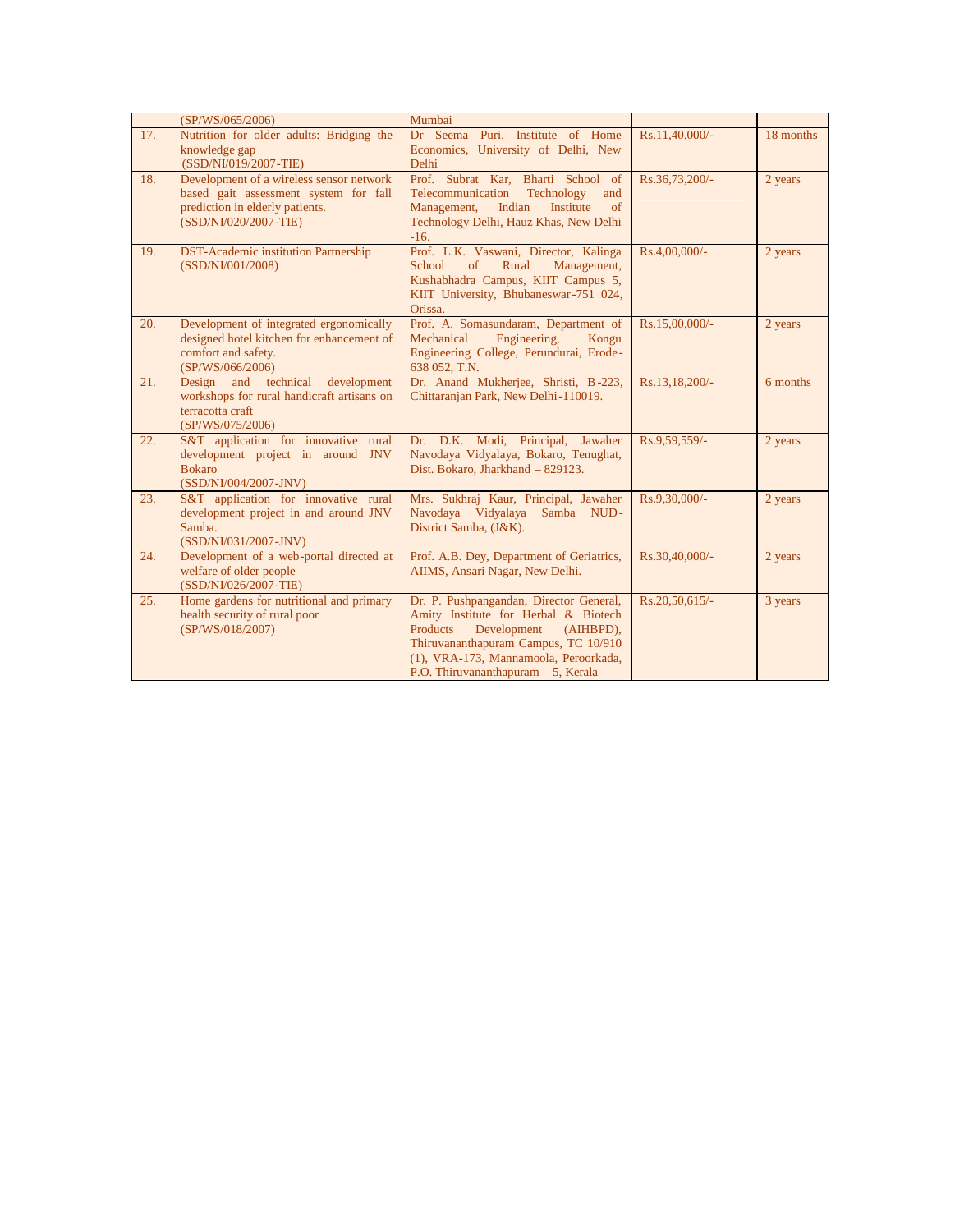| | | | | |
|---|---|---|---|---|
| | (SP/WS/065/2006) | Mumbai | | |
| 17. | Nutrition for older adults: Bridging the knowledge gap (SSD/NI/019/2007-TIE) | Dr Seema Puri, Institute of Home Economics, University of Delhi, New Delhi | Rs.11,40,000/- | 18 months |
| 18. | Development of a wireless sensor network based gait assessment system for fall prediction in elderly patients. (SSD/NI/020/2007-TIE) | Prof. Subrat Kar, Bharti School of Telecommunication Technology and Management, Indian Institute of Technology Delhi, Hauz Khas, New Delhi -16. | Rs.36,73,200/- | 2 years |
| 19. | DST-Academic institution Partnership (SSD/NI/001/2008) | Prof. L.K. Vaswani, Director, Kalinga School of Rural Management, Kushabhadra Campus, KIIT Campus 5, KIIT University, Bhubaneswar-751 024, Orissa. | Rs.4,00,000/- | 2 years |
| 20. | Development of integrated ergonomically designed hotel kitchen for enhancement of comfort and safety. (SP/WS/066/2006) | Prof. A. Somasundaram, Department of Mechanical Engineering, Kongu Engineering College, Perundurai, Erode-638 052, T.N. | Rs.15,00,000/- | 2 years |
| 21. | Design and technical development workshops for rural handicraft artisans on terracotta craft (SP/WS/075/2006) | Dr. Anand Mukherjee, Shristi, B-223, Chittaranjan Park, New Delhi-110019. | Rs.13,18,200/- | 6 months |
| 22. | S&T application for innovative rural development project in around JNV Bokaro (SSD/NI/004/2007-JNV) | Dr. D.K. Modi, Principal, Jawaher Navodaya Vidyalaya, Bokaro, Tenughat, Dist. Bokaro, Jharkhand – 829123. | Rs.9,59,559/- | 2 years |
| 23. | S&T application for innovative rural development project in and around JNV Samba. (SSD/NI/031/2007-JNV) | Mrs. Sukhraj Kaur, Principal, Jawaher Navodaya Vidyalaya Samba NUD-District Samba, (J&K). | Rs.9,30,000/- | 2 years |
| 24. | Development of a web-portal directed at welfare of older people (SSD/NI/026/2007-TIE) | Prof. A.B. Dey, Department of Geriatrics, AIIMS, Ansari Nagar, New Delhi. | Rs.30,40,000/- | 2 years |
| 25. | Home gardens for nutritional and primary health security of rural poor (SP/WS/018/2007) | Dr. P. Pushpangandan, Director General, Amity Institute for Herbal & Biotech Products Development (AIHBPD), Thiruvananthapuram Campus, TC 10/910 (1), VRA-173, Mannamoola, Peroorkada, P.O. Thiruvananthapuram – 5, Kerala | Rs.20,50,615/- | 3 years |